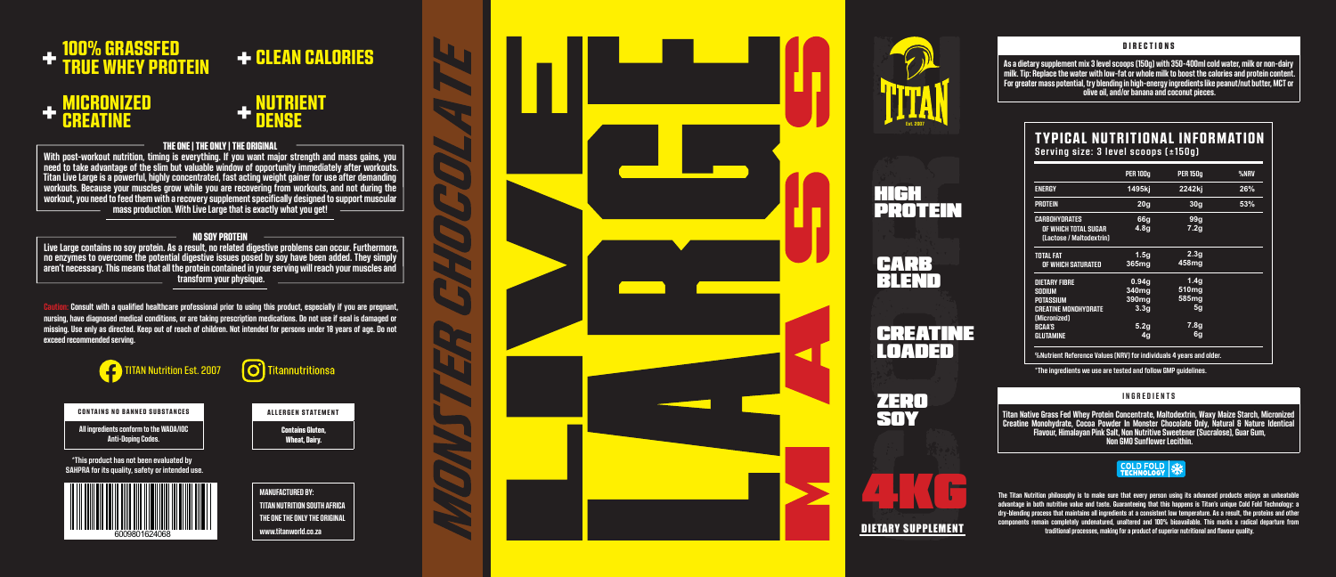+ 100% GRASSFED TRUE WHEY PROTEIN

+ CLEAN CALORIES

+ MICRONIZED CREATINE

+ NUTRIENT DENSE

## THE ONE | THE ONLY | THE ORIGINAL

With post-workout nutrition, timing is everything. If you want major strength and mass gains, you need to take advantage of the slim but valuable window of opportunity immediately after workouts. Titan Live Large is a powerful, highly concentrated, fast acting weight gainer for use after demanding workouts. Because your muscles grow while you are recovering from workouts, and not during the workout, you need to feed them with a recovery supplement specifically designed to support muscular mass production. With Live Large that is exactly what you get!

## NO SOY PROTEIN

Live Large contains no soy protein. As a result, no related digestive problems can occur. Furthermore, no enzymes to overcome the potential digestive issues posed by soy have been added. They simply aren't necessary. This means that all the protein contained in your serving will reach your muscles and transform your physique.

**Caution:** Consult with a qualified healthcare professional prior to using this product, especially if you are pregnant, nursing, have diagnosed medical conditions, or are taking prescription medications. Do not use if seal is damaged or missing. Use only as directed. Keep out of reach of children. Not intended for persons under 18 years of age. Do not exceed recommended serving.

TITAN Nutrition Est. 2007

Titannutritionsa

**CONTAINS NO BANNED SUBSTANCES**

All ingredients conform to the WADA/IOC Anti-Doping Codes.

*This product has not been evaluated by SAHPRA for its quality, safety or intended use.

6009801624068

**ALLERGEN STATEMENT**

Contains Gluten, Wheat, Dairy.

MANUFACTURED BY:
TITAN NUTRITION SOUTH AFRICA
THE ONE THE ONLY THE ORIGINAL
www.titanworld.co.za

# MONSTER CHOCOLATE

# LIVE LARGE MASS

TITAN Est. 2007

HIGH PROTEIN

CARB BLEND

CREATINE LOADED

ZERO SOY

4KG

DIETARY SUPPLEMENT

## DIRECTIONS

As a dietary supplement mix 3 level scoops (150g) with 350-400ml cold water, milk or non-dairy milk. Tip: Replace the water with low-fat or whole milk to boost the calories and protein content. For greater mass potential, try blending in high-energy ingredients like peanut/nut butter, MCT or olive oil, and/or banana and coconut pieces.

## TYPICAL NUTRITIONAL INFORMATION

Serving size: 3 level scoops (±150g)

| | PER 100g | PER 150g | %NRV |
|---|---|---|---|
| ENERGY | 1495kj | 2242kj | 26% |
| PROTEIN | 20g | 30g | 53% |
| CARBOHYDRATES | 66g | 99g | |
| OF WHICH TOTAL SUGAR (Lactose / Maltodextrin) | 4.8g | 7.2g | |
| TOTAL FAT | 1.5g | 2.3g | |
| OF WHICH SATURATED | 365mg | 458mg | |
| DIETARY FIBRE | 0.94g | 1.4g | |
| SODIUM | 340mg | 510mg | |
| POTASSIUM | 390mg | 585mg | |
| CREATINE MONOHYDRATE (Micronized) | 3.3g | 5g | |
| BCAA'S | 5.2g | 7.8g | |
| GLUTAMINE | 4g | 6g | |

%Nutrient Reference Values (NRV) for individuals 4 years and older.

*The ingredients we use are tested and follow GMP guidelines.

## INGREDIENTS

Titan Native Grass Fed Whey Protein Concentrate, Maltodextrin, Waxy Maize Starch, Micronized Creatine Monohydrate, Cocoa Powder In Monster Chocolate Only, Natural & Nature Identical Flavour, Himalayan Pink Salt, Non Nutritive Sweetener (Sucralose), Guar Gum, Non GMO Sunflower Lecithin.

COLD FOLD TECHNOLOGY

The Titan Nutrition philosophy is to make sure that every person using its advanced products enjoys an unbeatable advantage in both nutritive value and taste. Guaranteeing that this happens is Titan's unique Cold Fold Technology: a dry-blending process that maintains all ingredients at a consistent low temperature. As a result, the proteins and other components remain completely undenatured, unaltered and 100% bioavailable. This marks a radical departure from traditional processes, making for a product of superior nutritional and flavour quality.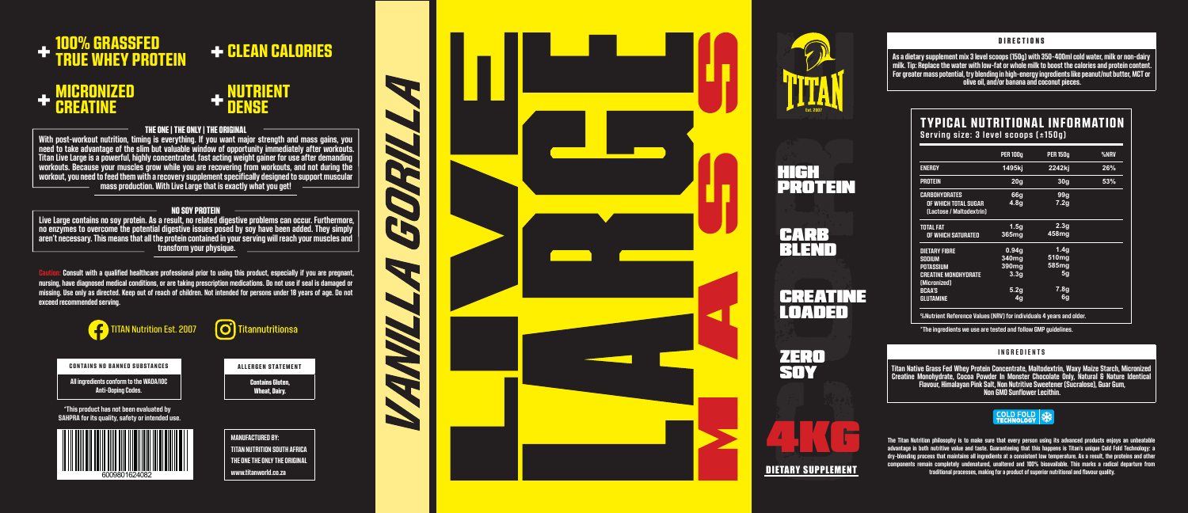+ 100% GRASSFED TRUE WHEY PROTEIN

+ CLEAN CALORIES

+ MICRONIZED CREATINE

+ NUTRIENT DENSE

## THE ONE | THE ONLY | THE ORIGINAL

With post-workout nutrition, timing is everything. If you want major strength and mass gains, you need to take advantage of the slim but valuable window of opportunity immediately after workouts. Titan Live Large is a powerful, highly concentrated, fast acting weight gainer for use after demanding workouts. Because your muscles grow while you are recovering from workouts, and not during the workout, you need to feed them with a recovery supplement specifically designed to support muscular mass production. With Live Large that is exactly what you get!

## NO SOY PROTEIN

Live Large contains no soy protein. As a result, no related digestive problems can occur. Furthermore, no enzymes to overcome the potential digestive issues posed by soy have been added. They simply aren't necessary. This means that all the protein contained in your serving will reach your muscles and transform your physique.

**Caution:** Consult with a qualified healthcare professional prior to using this product, especially if you are pregnant, nursing, have diagnosed medical conditions, or are taking prescription medications. Do not use if seal is damaged or missing. Use only as directed. Keep out of reach of children. Not intended for persons under 18 years of age. Do not exceed recommended serving.

TITAN Nutrition Est. 2007

Titannutritionsa

**CONTAINS NO BANNED SUBSTANCES**

All ingredients conform to the WADA/IOC Anti-Doping Codes.

*This product has not been evaluated by SAHPRA for its quality, safety or intended use.

6009801624082

**ALLERGEN STATEMENT**

Contains Gluten, Wheat, Dairy.

MANUFACTURED BY:
TITAN NUTRITION SOUTH AFRICA
THE ONE THE ONLY THE ORIGINAL
www.titanworld.co.za

VANILLA GORILLA

LIVE LARGE MASS

TITAN Est. 2007

HIGH PROTEIN

CARB BLEND

CREATINE LOADED

ZERO SOY

4KG

DIETARY SUPPLEMENT

## DIRECTIONS

As a dietary supplement mix 3 level scoops (150g) with 350-400ml cold water, milk or non-dairy milk. Tip: Replace the water with low-fat or whole milk to boost the calories and protein content. For greater mass potential, try blending in high-energy ingredients like peanut/nut butter, MCT or olive oil, and/or banana and coconut pieces.

## TYPICAL NUTRITIONAL INFORMATION

Serving size: 3 level scoops (±150g)

| | PER 100g | PER 150g | %NRV |
|---|---|---|---|
| ENERGY | 1495kj | 2242kj | 26% |
| PROTEIN | 20g | 30g | 53% |
| CARBOHYDRATES | 66g | 99g | |
| OF WHICH TOTAL SUGAR (Lactose / Maltodextrin) | 4.8g | 7.2g | |
| TOTAL FAT | 1.5g | 2.3g | |
| OF WHICH SATURATED | 365mg | 458mg | |
| DIETARY FIBRE | 0.94g | 1.4g | |
| SODIUM | 340mg | 510mg | |
| POTASSIUM | 390mg | 585mg | |
| CREATINE MONOHYDRATE (Micronized) | 3.3g | 5g | |
| BCAA'S | 5.2g | 7.8g | |
| GLUTAMINE | 4g | 6g | |

%Nutrient Reference Values (NRV) for individuals 4 years and older.

*The ingredients we use are tested and follow GMP guidelines.

## INGREDIENTS

Titan Native Grass Fed Whey Protein Concentrate, Maltodextrin, Waxy Maize Starch, Micronized Creatine Monohydrate, Cocoa Powder In Monster Chocolate Only, Natural & Nature Identical Flavour, Himalayan Pink Salt, Non Nutritive Sweetener (Sucralose), Guar Gum, Non GMO Sunflower Lecithin.

COLD FOLD TECHNOLOGY

The Titan Nutrition philosophy is to make sure that every person using its advanced products enjoys an unbeatable advantage in both nutritive value and taste. Guaranteeing that this happens is Titan's unique Cold Fold Technology: a dry-blending process that maintains all ingredients at a consistent low temperature. As a result, the proteins and other components remain completely undenatured, unaltered and 100% bioavailable. This marks a radical departure from traditional processes, making for a product of superior nutritional and flavour quality.